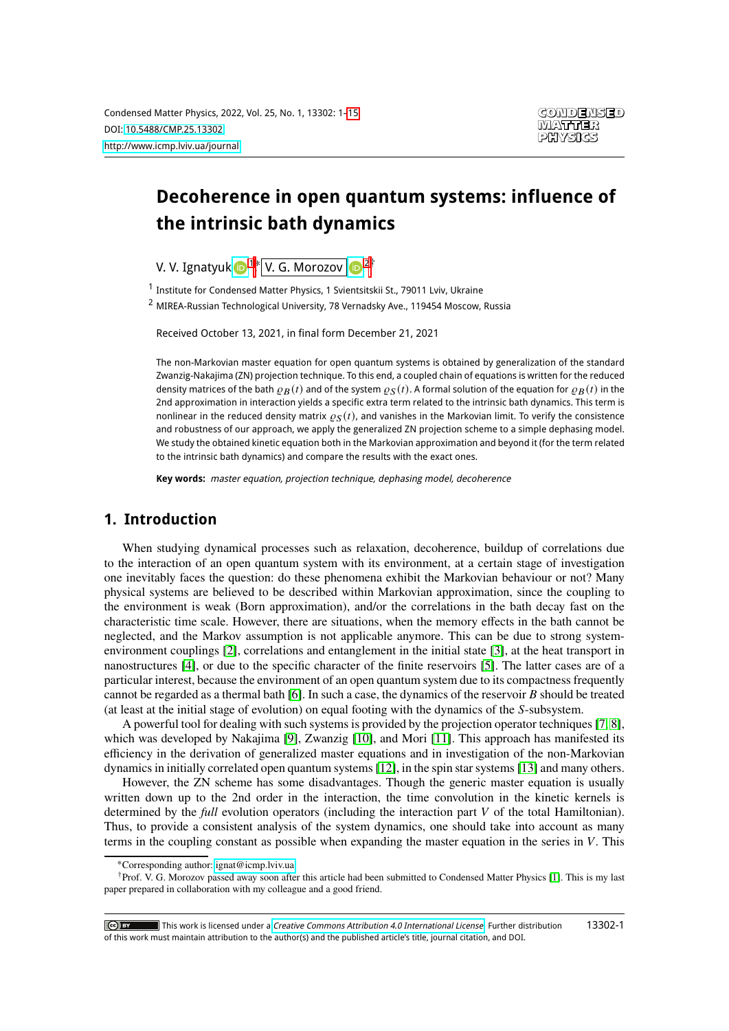# Decoherence in open quantum systems: influence of the intrinsic bath dynamics

V. V. Ignatyuk [1]*, V. G. Morozov [2]†

[1] Institute for Condensed Matter Physics, 1 Svientsitskii St., 79011 Lviv, Ukraine

[2] MIREA-Russian Technological University, 78 Vernadsky Ave., 119454 Moscow, Russia

Received October 13, 2021, in final form December 21, 2021

The non-Markovian master equation for open quantum systems is obtained by generalization of the standard Zwanzig-Nakajima (ZN) projection technique. To this end, a coupled chain of equations is written for the reduced density matrices of the bath $\varrho_B(t)$ and of the system $\varrho_S(t)$. A formal solution of the equation for $\varrho_B(t)$ in the 2nd approximation in interaction yields a specific extra term related to the intrinsic bath dynamics. This term is nonlinear in the reduced density matrix $\varrho_S(t)$, and vanishes in the Markovian limit. To verify the consistence and robustness of our approach, we apply the generalized ZN projection scheme to a simple dephasing model. We study the obtained kinetic equation both in the Markovian approximation and beyond it (for the term related to the intrinsic bath dynamics) and compare the results with the exact ones.

**Key words:** *master equation, projection technique, dephasing model, decoherence*

## 1. Introduction

When studying dynamical processes such as relaxation, decoherence, buildup of correlations due to the interaction of an open quantum system with its environment, at a certain stage of investigation one inevitably faces the question: do these phenomena exhibit the Markovian behaviour or not? Many physical systems are believed to be described within Markovian approximation, since the coupling to the environment is weak (Born approximation), and/or the correlations in the bath decay fast on the characteristic time scale. However, there are situations, when the memory effects in the bath cannot be neglected, and the Markov assumption is not applicable anymore. This can be due to strong system-environment couplings [2], correlations and entanglement in the initial state [3], at the heat transport in nanostructures [4], or due to the specific character of the finite reservoirs [5]. The latter cases are of a particular interest, because the environment of an open quantum system due to its compactness frequently cannot be regarded as a thermal bath [6]. In such a case, the dynamics of the reservoir $B$ should be treated (at least at the initial stage of evolution) on equal footing with the dynamics of the $S$-subsystem.

A powerful tool for dealing with such systems is provided by the projection operator techniques [7, 8], which was developed by Nakajima [9], Zwanzig [10], and Mori [11]. This approach has manifested its efficiency in the derivation of generalized master equations and in investigation of the non-Markovian dynamics in initially correlated open quantum systems [12], in the spin star systems [13] and many others.

However, the ZN scheme has some disadvantages. Though the generic master equation is usually written down up to the 2nd order in the interaction, the time convolution in the kinetic kernels is determined by the *full* evolution operators (including the interaction part $V$ of the total Hamiltonian). Thus, to provide a consistent analysis of the system dynamics, one should take into account as many terms in the coupling constant as possible when expanding the master equation in the series in $V$. This

---

*Corresponding author: ignat@icmp.lviv.ua.

†Prof. V. G. Morozov passed away soon after this article had been submitted to Condensed Matter Physics [1]. This is my last paper prepared in collaboration with my colleague and a good friend.

This work is licensed under a *Creative Commons Attribution 4.0 International License*. Further distribution of this work must maintain attribution to the author(s) and the published article's title, journal citation, and DOI.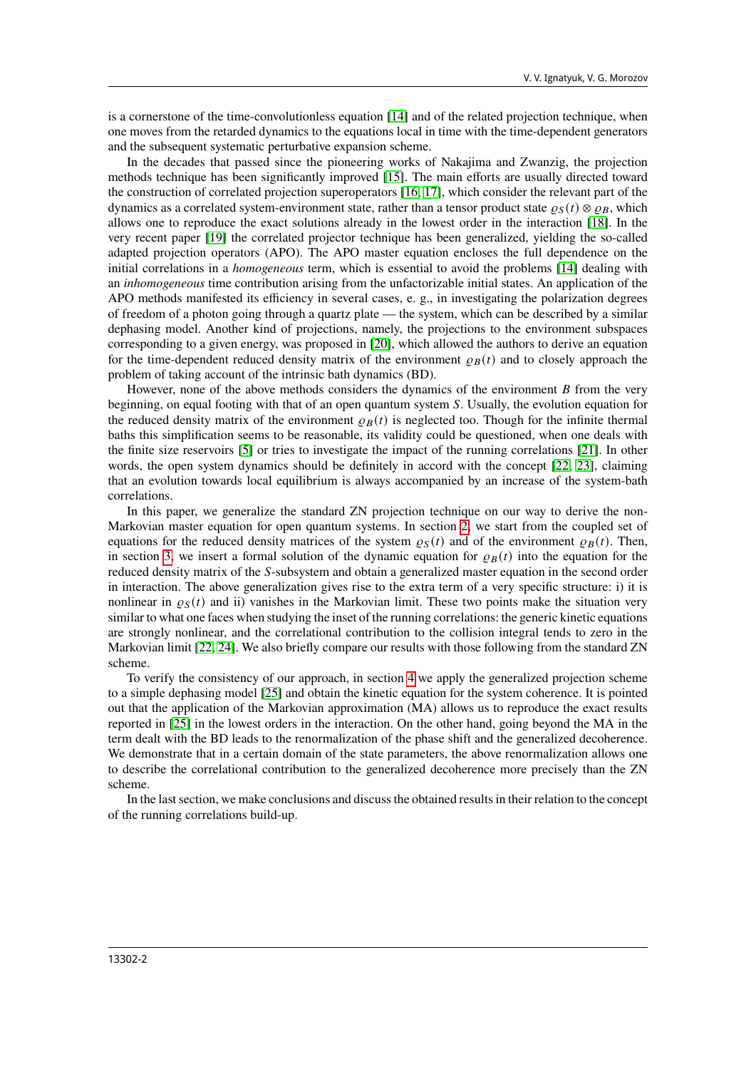is a cornerstone of the time-convolutionless equation [14] and of the related projection technique, when one moves from the retarded dynamics to the equations local in time with the time-dependent generators and the subsequent systematic perturbative expansion scheme.

In the decades that passed since the pioneering works of Nakajima and Zwanzig, the projection methods technique has been significantly improved [15]. The main efforts are usually directed toward the construction of correlated projection superoperators [16, 17], which consider the relevant part of the dynamics as a correlated system-environment state, rather than a tensor product state $\varrho_S(t) \otimes \varrho_B$, which allows one to reproduce the exact solutions already in the lowest order in the interaction [18]. In the very recent paper [19] the correlated projector technique has been generalized, yielding the so-called adapted projection operators (APO). The APO master equation encloses the full dependence on the initial correlations in a *homogeneous* term, which is essential to avoid the problems [14] dealing with an *inhomogeneous* time contribution arising from the unfactorizable initial states. An application of the APO methods manifested its efficiency in several cases, e. g., in investigating the polarization degrees of freedom of a photon going through a quartz plate — the system, which can be described by a similar dephasing model. Another kind of projections, namely, the projections to the environment subspaces corresponding to a given energy, was proposed in [20], which allowed the authors to derive an equation for the time-dependent reduced density matrix of the environment $\varrho_B(t)$ and to closely approach the problem of taking account of the intrinsic bath dynamics (BD).

However, none of the above methods considers the dynamics of the environment $B$ from the very beginning, on equal footing with that of an open quantum system $S$. Usually, the evolution equation for the reduced density matrix of the environment $\varrho_B(t)$ is neglected too. Though for the infinite thermal baths this simplification seems to be reasonable, its validity could be questioned, when one deals with the finite size reservoirs [5] or tries to investigate the impact of the running correlations [21]. In other words, the open system dynamics should be definitely in accord with the concept [22, 23], claiming that an evolution towards local equilibrium is always accompanied by an increase of the system-bath correlations.

In this paper, we generalize the standard ZN projection technique on our way to derive the non-Markovian master equation for open quantum systems. In section 2, we start from the coupled set of equations for the reduced density matrices of the system $\varrho_S(t)$ and of the environment $\varrho_B(t)$. Then, in section 3, we insert a formal solution of the dynamic equation for $\varrho_B(t)$ into the equation for the reduced density matrix of the $S$-subsystem and obtain a generalized master equation in the second order in interaction. The above generalization gives rise to the extra term of a very specific structure: i) it is nonlinear in $\varrho_S(t)$ and ii) vanishes in the Markovian limit. These two points make the situation very similar to what one faces when studying the inset of the running correlations: the generic kinetic equations are strongly nonlinear, and the correlational contribution to the collision integral tends to zero in the Markovian limit [22, 24]. We also briefly compare our results with those following from the standard ZN scheme.

To verify the consistency of our approach, in section 4 we apply the generalized projection scheme to a simple dephasing model [25] and obtain the kinetic equation for the system coherence. It is pointed out that the application of the Markovian approximation (MA) allows us to reproduce the exact results reported in [25] in the lowest orders in the interaction. On the other hand, going beyond the MA in the term dealt with the BD leads to the renormalization of the phase shift and the generalized decoherence. We demonstrate that in a certain domain of the state parameters, the above renormalization allows one to describe the correlational contribution to the generalized decoherence more precisely than the ZN scheme.

In the last section, we make conclusions and discuss the obtained results in their relation to the concept of the running correlations build-up.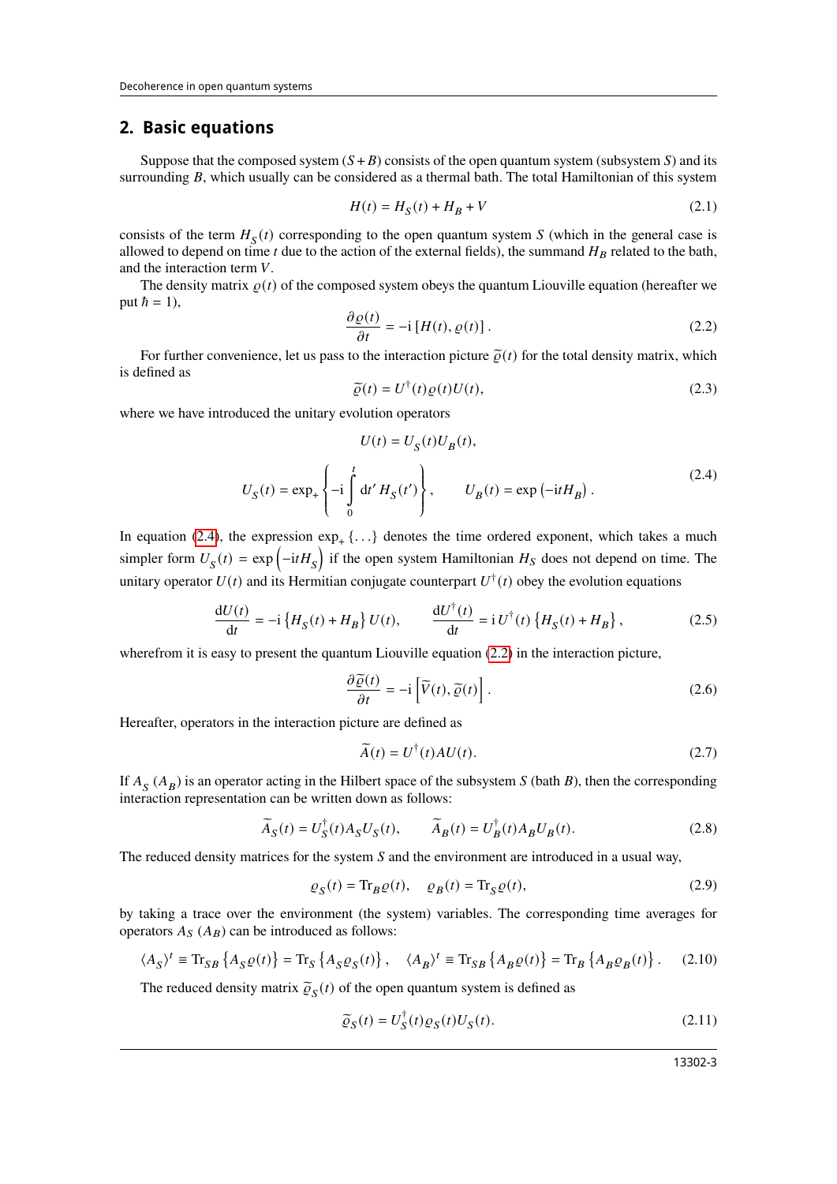## 2. Basic equations

Suppose that the composed system $(S+B)$ consists of the open quantum system (subsystem $S$) and its surrounding $B$, which usually can be considered as a thermal bath. The total Hamiltonian of this system

$$H(t) = H_S(t) + H_B + V \tag{2.1}$$

consists of the term $H_S(t)$ corresponding to the open quantum system $S$ (which in the general case is allowed to depend on time $t$ due to the action of the external fields), the summand $H_B$ related to the bath, and the interaction term $V$.

The density matrix $\varrho(t)$ of the composed system obeys the quantum Liouville equation (hereafter we put $\hbar = 1$),

$$\frac{\partial \varrho(t)}{\partial t} = -\mathrm{i}\left[H(t), \varrho(t)\right]. \tag{2.2}$$

For further convenience, let us pass to the interaction picture $\widetilde{\varrho}(t)$ for the total density matrix, which is defined as

$$\widetilde{\varrho}(t) = U^{\dagger}(t)\varrho(t)U(t), \tag{2.3}$$

where we have introduced the unitary evolution operators

$$U(t) = U_S(t)U_B(t),$$
$$U_S(t) = \exp_{+}\left\{-\mathrm{i}\int_0^t \mathrm{d}t'\, H_S(t')\right\}, \qquad U_B(t) = \exp\left(-\mathrm{i}tH_B\right). \tag{2.4}$$

In equation (2.4), the expression $\exp_{+}\{\ldots\}$ denotes the time ordered exponent, which takes a much simpler form $U_S(t) = \exp\left(-\mathrm{i}tH_S\right)$ if the open system Hamiltonian $H_S$ does not depend on time. The unitary operator $U(t)$ and its Hermitian conjugate counterpart $U^{\dagger}(t)$ obey the evolution equations

$$\frac{\mathrm{d}U(t)}{\mathrm{d}t} = -\mathrm{i}\left\{H_S(t) + H_B\right\}U(t), \qquad \frac{\mathrm{d}U^{\dagger}(t)}{\mathrm{d}t} = \mathrm{i}\,U^{\dagger}(t)\left\{H_S(t) + H_B\right\}, \tag{2.5}$$

wherefrom it is easy to present the quantum Liouville equation (2.2) in the interaction picture,

$$\frac{\partial \widetilde{\varrho}(t)}{\partial t} = -\mathrm{i}\left[\widetilde{V}(t), \widetilde{\varrho}(t)\right]. \tag{2.6}$$

Hereafter, operators in the interaction picture are defined as

$$\widetilde{A}(t) = U^{\dagger}(t)AU(t). \tag{2.7}$$

If $A_S$ ($A_B$) is an operator acting in the Hilbert space of the subsystem $S$ (bath $B$), then the corresponding interaction representation can be written down as follows:

$$\widetilde{A}_S(t) = U_S^{\dagger}(t)A_S U_S(t), \qquad \widetilde{A}_B(t) = U_B^{\dagger}(t)A_B U_B(t). \tag{2.8}$$

The reduced density matrices for the system $S$ and the environment are introduced in a usual way,

$$\varrho_S(t) = \mathrm{Tr}_B\varrho(t), \quad \varrho_B(t) = \mathrm{Tr}_S\varrho(t), \tag{2.9}$$

by taking a trace over the environment (the system) variables. The corresponding time averages for operators $A_S$ ($A_B$) can be introduced as follows:

$$\langle A_S\rangle^t \equiv \mathrm{Tr}_{SB}\left\{A_S\varrho(t)\right\} = \mathrm{Tr}_S\left\{A_S\varrho_S(t)\right\}, \quad \langle A_B\rangle^t \equiv \mathrm{Tr}_{SB}\left\{A_B\varrho(t)\right\} = \mathrm{Tr}_B\left\{A_B\varrho_B(t)\right\}. \tag{2.10}$$

The reduced density matrix $\widetilde{\varrho}_S(t)$ of the open quantum system is defined as

$$\widetilde{\varrho}_S(t) = U_S^{\dagger}(t)\varrho_S(t)U_S(t). \tag{2.11}$$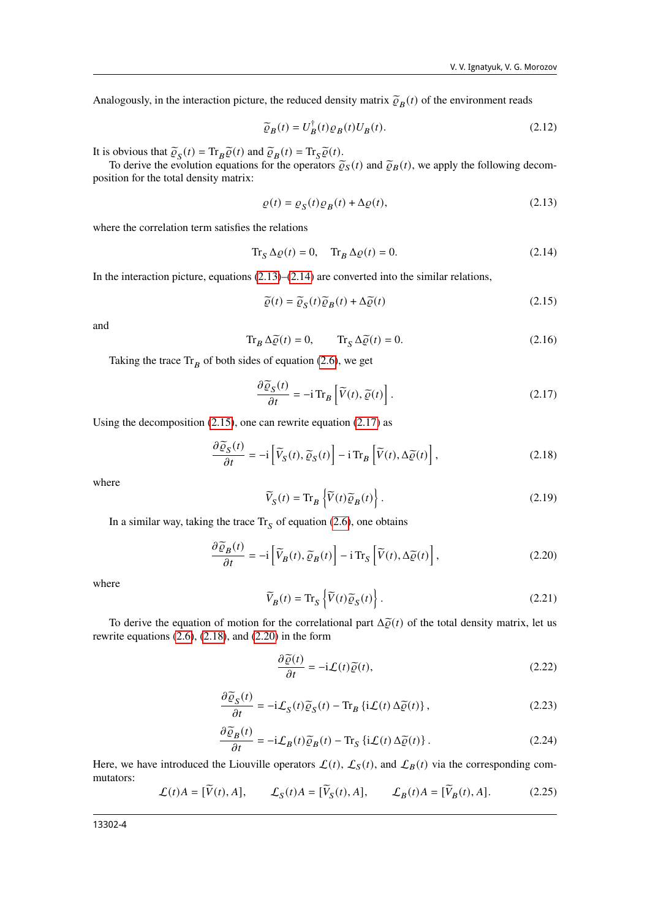Analogously, in the interaction picture, the reduced density matrix $\widetilde{\varrho}_B(t)$ of the environment reads

$$\widetilde{\varrho}_B(t) = U_B^{\dagger}(t)\varrho_B(t)U_B(t). \tag{2.12}$$

It is obvious that $\widetilde{\varrho}_S(t) = \mathrm{Tr}_B\widetilde{\varrho}(t)$ and $\widetilde{\varrho}_B(t) = \mathrm{Tr}_S\widetilde{\varrho}(t)$.

To derive the evolution equations for the operators $\widetilde{\varrho}_S(t)$ and $\widetilde{\varrho}_B(t)$, we apply the following decomposition for the total density matrix:

$$\varrho(t) = \varrho_S(t)\varrho_B(t) + \Delta\varrho(t), \tag{2.13}$$

where the correlation term satisfies the relations

$$\mathrm{Tr}_S\,\Delta\varrho(t) = 0, \quad \mathrm{Tr}_B\,\Delta\varrho(t) = 0. \tag{2.14}$$

In the interaction picture, equations (2.13)–(2.14) are converted into the similar relations,

$$\widetilde{\varrho}(t) = \widetilde{\varrho}_S(t)\widetilde{\varrho}_B(t) + \Delta\widetilde{\varrho}(t) \tag{2.15}$$

and

$$\mathrm{Tr}_B\,\Delta\widetilde{\varrho}(t) = 0, \qquad \mathrm{Tr}_S\,\Delta\widetilde{\varrho}(t) = 0. \tag{2.16}$$

Taking the trace $\mathrm{Tr}_B$ of both sides of equation (2.6), we get

$$\frac{\partial\widetilde{\varrho}_S(t)}{\partial t} = -\mathrm{i}\,\mathrm{Tr}_B\left[\widetilde{V}(t), \widetilde{\varrho}(t)\right]. \tag{2.17}$$

Using the decomposition (2.15), one can rewrite equation (2.17) as

$$\frac{\partial\widetilde{\varrho}_S(t)}{\partial t} = -\mathrm{i}\left[\widetilde{V}_S(t), \widetilde{\varrho}_S(t)\right] - \mathrm{i}\,\mathrm{Tr}_B\left[\widetilde{V}(t), \Delta\widetilde{\varrho}(t)\right], \tag{2.18}$$

where

$$\widetilde{V}_S(t) = \mathrm{Tr}_B\left\{\widetilde{V}(t)\widetilde{\varrho}_B(t)\right\}. \tag{2.19}$$

In a similar way, taking the trace $\mathrm{Tr}_S$ of equation (2.6), one obtains

$$\frac{\partial\widetilde{\varrho}_B(t)}{\partial t} = -\mathrm{i}\left[\widetilde{V}_B(t), \widetilde{\varrho}_B(t)\right] - \mathrm{i}\,\mathrm{Tr}_S\left[\widetilde{V}(t), \Delta\widetilde{\varrho}(t)\right], \tag{2.20}$$

where

$$\widetilde{V}_B(t) = \mathrm{Tr}_S\left\{\widetilde{V}(t)\widetilde{\varrho}_S(t)\right\}. \tag{2.21}$$

To derive the equation of motion for the correlational part $\Delta\widetilde{\varrho}(t)$ of the total density matrix, let us rewrite equations (2.6), (2.18), and (2.20) in the form

$$\frac{\partial\widetilde{\varrho}(t)}{\partial t} = -\mathrm{i}\mathcal{L}(t)\widetilde{\varrho}(t), \tag{2.22}$$

$$\frac{\partial\widetilde{\varrho}_S(t)}{\partial t} = -\mathrm{i}\mathcal{L}_S(t)\widetilde{\varrho}_S(t) - \mathrm{Tr}_B\left\{\mathrm{i}\mathcal{L}(t)\,\Delta\widetilde{\varrho}(t)\right\}, \tag{2.23}$$

$$\frac{\partial\widetilde{\varrho}_B(t)}{\partial t} = -\mathrm{i}\mathcal{L}_B(t)\widetilde{\varrho}_B(t) - \mathrm{Tr}_S\left\{\mathrm{i}\mathcal{L}(t)\,\Delta\widetilde{\varrho}(t)\right\}. \tag{2.24}$$

Here, we have introduced the Liouville operators $\mathcal{L}(t)$, $\mathcal{L}_S(t)$, and $\mathcal{L}_B(t)$ via the corresponding commutators:

$$\mathcal{L}(t)A = [\widetilde{V}(t), A], \qquad \mathcal{L}_S(t)A = [\widetilde{V}_S(t), A], \qquad \mathcal{L}_B(t)A = [\widetilde{V}_B(t), A]. \tag{2.25}$$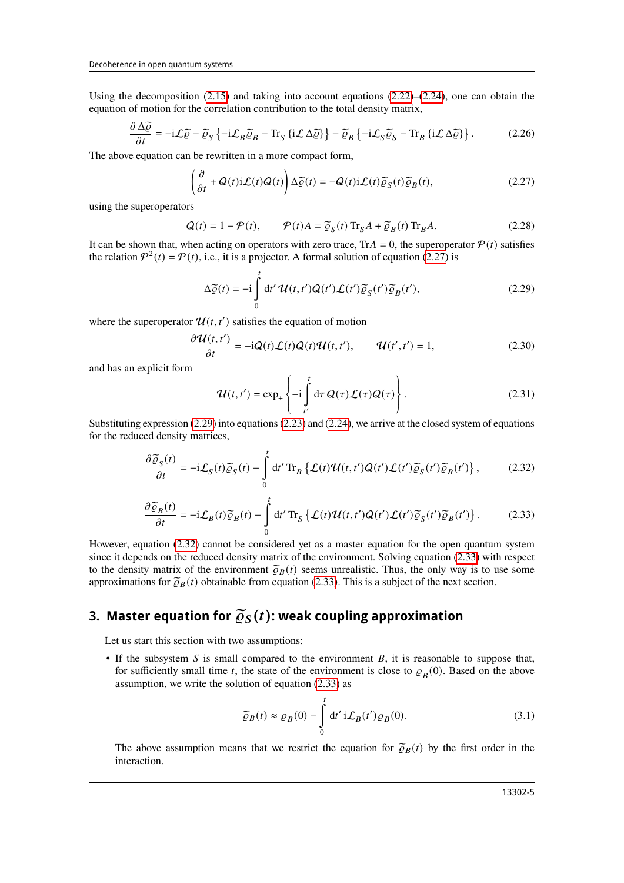Using the decomposition (2.15) and taking into account equations (2.22)–(2.24), one can obtain the equation of motion for the correlation contribution to the total density matrix,

$$\frac{\partial\,\Delta\widetilde{\varrho}}{\partial t} = -\mathrm{i}\mathcal{L}\widetilde{\varrho} - \widetilde{\varrho}_S\left\{-\mathrm{i}\mathcal{L}_B\widetilde{\varrho}_B - \mathrm{Tr}_S\left\{\mathrm{i}\mathcal{L}\,\Delta\widetilde{\varrho}\right\}\right\} - \widetilde{\varrho}_B\left\{-\mathrm{i}\mathcal{L}_S\widetilde{\varrho}_S - \mathrm{Tr}_B\left\{\mathrm{i}\mathcal{L}\,\Delta\widetilde{\varrho}\right\}\right\}. \tag{2.26}$$

The above equation can be rewritten in a more compact form,

$$\left(\frac{\partial}{\partial t} + \mathcal{Q}(t)\mathrm{i}\mathcal{L}(t)\mathcal{Q}(t)\right)\Delta\widetilde{\varrho}(t) = -\mathcal{Q}(t)\mathrm{i}\mathcal{L}(t)\widetilde{\varrho}_S(t)\widetilde{\varrho}_B(t), \tag{2.27}$$

using the superoperators

$$\mathcal{Q}(t) = 1 - \mathcal{P}(t), \qquad \mathcal{P}(t)A = \widetilde{\varrho}_S(t)\,\mathrm{Tr}_S A + \widetilde{\varrho}_B(t)\,\mathrm{Tr}_B A. \tag{2.28}$$

It can be shown that, when acting on operators with zero trace, $\mathrm{Tr}A = 0$, the superoperator $\mathcal{P}(t)$ satisfies the relation $\mathcal{P}^2(t) = \mathcal{P}(t)$, i.e., it is a projector. A formal solution of equation (2.27) is

$$\Delta\widetilde{\varrho}(t) = -\mathrm{i}\int\limits_0^t \mathrm{d}t'\,\mathcal{U}(t,t')\mathcal{Q}(t')\mathcal{L}(t')\widetilde{\varrho}_S(t')\widetilde{\varrho}_B(t'), \tag{2.29}$$

where the superoperator $\mathcal{U}(t,t')$ satisfies the equation of motion

$$\frac{\partial\mathcal{U}(t,t')}{\partial t} = -\mathrm{i}\mathcal{Q}(t)\mathcal{L}(t)\mathcal{Q}(t)\mathcal{U}(t,t'), \qquad \mathcal{U}(t',t') = 1, \tag{2.30}$$

and has an explicit form

$$\mathcal{U}(t,t') = \exp_+\left\{-\mathrm{i}\int\limits_{t'}^t \mathrm{d}\tau\,\mathcal{Q}(\tau)\mathcal{L}(\tau)\mathcal{Q}(\tau)\right\}. \tag{2.31}$$

Substituting expression (2.29) into equations (2.23) and (2.24), we arrive at the closed system of equations for the reduced density matrices,

$$\frac{\partial\widetilde{\varrho}_S(t)}{\partial t} = -\mathrm{i}\mathcal{L}_S(t)\widetilde{\varrho}_S(t) - \int\limits_0^t \mathrm{d}t'\,\mathrm{Tr}_B\left\{\mathcal{L}(t)\mathcal{U}(t,t')\mathcal{Q}(t')\mathcal{L}(t')\widetilde{\varrho}_S(t')\widetilde{\varrho}_B(t')\right\}, \tag{2.32}$$

$$\frac{\partial\widetilde{\varrho}_B(t)}{\partial t} = -\mathrm{i}\mathcal{L}_B(t)\widetilde{\varrho}_B(t) - \int\limits_0^t \mathrm{d}t'\,\mathrm{Tr}_S\left\{\mathcal{L}(t)\mathcal{U}(t,t')\mathcal{Q}(t')\mathcal{L}(t')\widetilde{\varrho}_S(t')\widetilde{\varrho}_B(t')\right\}. \tag{2.33}$$

However, equation (2.32) cannot be considered yet as a master equation for the open quantum system since it depends on the reduced density matrix of the environment. Solving equation (2.33) with respect to the density matrix of the environment $\widetilde{\varrho}_B(t)$ seems unrealistic. Thus, the only way is to use some approximations for $\widetilde{\varrho}_B(t)$ obtainable from equation (2.33). This is a subject of the next section.

## 3. Master equation for $\widetilde{\varrho}_S(t)$: weak coupling approximation

Let us start this section with two assumptions:

- If the subsystem $S$ is small compared to the environment $B$, it is reasonable to suppose that, for sufficiently small time $t$, the state of the environment is close to $\varrho_B(0)$. Based on the above assumption, we write the solution of equation (2.33) as

$$\widetilde{\varrho}_B(t) \approx \varrho_B(0) - \int\limits_0^t \mathrm{d}t'\,\mathrm{i}\mathcal{L}_B(t')\varrho_B(0). \tag{3.1}$$

  The above assumption means that we restrict the equation for $\widetilde{\varrho}_B(t)$ by the first order in the interaction.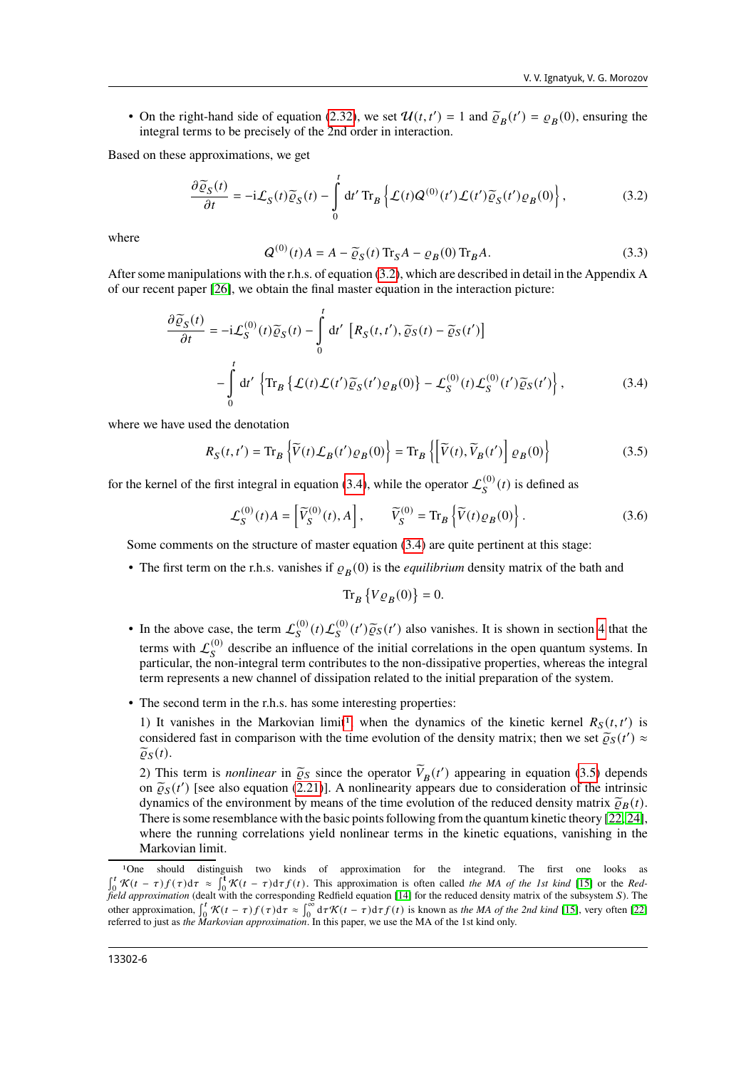- On the right-hand side of equation (2.32), we set $\mathcal{U}(t,t') = 1$ and $\widetilde{\varrho}_B(t') = \varrho_B(0)$, ensuring the integral terms to be precisely of the 2nd order in interaction.

Based on these approximations, we get

$$\frac{\partial \widetilde{\varrho}_S(t)}{\partial t} = -\mathrm{i}\mathcal{L}_S(t)\widetilde{\varrho}_S(t) - \int_0^t \mathrm{d}t' \, \mathrm{Tr}_B \left\{ \mathcal{L}(t) \mathcal{Q}^{(0)}(t') \mathcal{L}(t') \widetilde{\varrho}_S(t') \varrho_B(0) \right\}, \tag{3.2}$$

where

$$\mathcal{Q}^{(0)}(t)A = A - \widetilde{\varrho}_S(t)\,\mathrm{Tr}_S A - \varrho_B(0)\,\mathrm{Tr}_B A. \tag{3.3}$$

After some manipulations with the r.h.s. of equation (3.2), which are described in detail in the Appendix A of our recent paper [26], we obtain the final master equation in the interaction picture:

$$\begin{aligned}
\frac{\partial \widetilde{\varrho}_S(t)}{\partial t} = &-\mathrm{i}\mathcal{L}_S^{(0)}(t)\widetilde{\varrho}_S(t) - \int_0^t \mathrm{d}t' \, \left[ R_S(t,t'), \widetilde{\varrho}_S(t) - \widetilde{\varrho}_S(t') \right] \\
&- \int_0^t \mathrm{d}t' \, \left\{ \mathrm{Tr}_B \left\{ \mathcal{L}(t)\mathcal{L}(t')\widetilde{\varrho}_S(t')\varrho_B(0) \right\} - \mathcal{L}_S^{(0)}(t)\mathcal{L}_S^{(0)}(t')\widetilde{\varrho}_S(t') \right\},
\end{aligned} \tag{3.4}$$

where we have used the denotation

$$R_S(t,t') = \mathrm{Tr}_B \left\{ \widetilde{V}(t) \mathcal{L}_B(t') \varrho_B(0) \right\} = \mathrm{Tr}_B \left\{ \left[ \widetilde{V}(t), \widetilde{V}_B(t') \right] \varrho_B(0) \right\} \tag{3.5}$$

for the kernel of the first integral in equation (3.4), while the operator $\mathcal{L}_S^{(0)}(t)$ is defined as

$$\mathcal{L}_S^{(0)}(t)A = \left[ \widetilde{V}_S^{(0)}(t), A \right], \qquad \widetilde{V}_S^{(0)} = \mathrm{Tr}_B \left\{ \widetilde{V}(t)\varrho_B(0) \right\}. \tag{3.6}$$

Some comments on the structure of master equation (3.4) are quite pertinent at this stage:

- The first term on the r.h.s. vanishes if $\varrho_B(0)$ is the *equilibrium* density matrix of the bath and

$$\mathrm{Tr}_B \left\{ V \varrho_B(0) \right\} = 0.$$

- In the above case, the term $\mathcal{L}_S^{(0)}(t)\mathcal{L}_S^{(0)}(t')\widetilde{\varrho}_S(t')$ also vanishes. It is shown in section 4 that the terms with $\mathcal{L}_S^{(0)}$ describe an influence of the initial correlations in the open quantum systems. In particular, the non-integral term contributes to the non-dissipative properties, whereas the integral term represents a new channel of dissipation related to the initial preparation of the system.

- The second term in the r.h.s. has some interesting properties:

  1) It vanishes in the Markovian limit[1], when the dynamics of the kinetic kernel $R_S(t,t')$ is considered fast in comparison with the time evolution of the density matrix; then we set $\widetilde{\varrho}_S(t') \approx \widetilde{\varrho}_S(t)$.

  2) This term is *nonlinear* in $\widetilde{\varrho}_S$ since the operator $\widetilde{V}_B(t')$ appearing in equation (3.5) depends on $\widetilde{\varrho}_S(t')$ [see also equation (2.21)]. A nonlinearity appears due to consideration of the intrinsic dynamics of the environment by means of the time evolution of the reduced density matrix $\widetilde{\varrho}_B(t)$. There is some resemblance with the basic points following from the quantum kinetic theory [22, 24], where the running correlations yield nonlinear terms in the kinetic equations, vanishing in the Markovian limit.

---

[1] One should distinguish two kinds of approximation for the integrand. The first one looks as $\int_0^t \mathcal{K}(t-\tau)f(\tau)\mathrm{d}\tau \approx \int_0^t \mathcal{K}(t-\tau)\mathrm{d}\tau f(t)$. This approximation is often called *the MA of the 1st kind* [15] or the *Redfield approximation* (dealt with the corresponding Redfield equation [14] for the reduced density matrix of the subsystem $S$). The other approximation, $\int_0^t \mathcal{K}(t-\tau)f(\tau)\mathrm{d}\tau \approx \int_0^\infty \mathrm{d}\tau \mathcal{K}(t-\tau)\mathrm{d}\tau f(t)$ is known as *the MA of the 2nd kind* [15], very often [22] referred to just as *the Markovian approximation*. In this paper, we use the MA of the 1st kind only.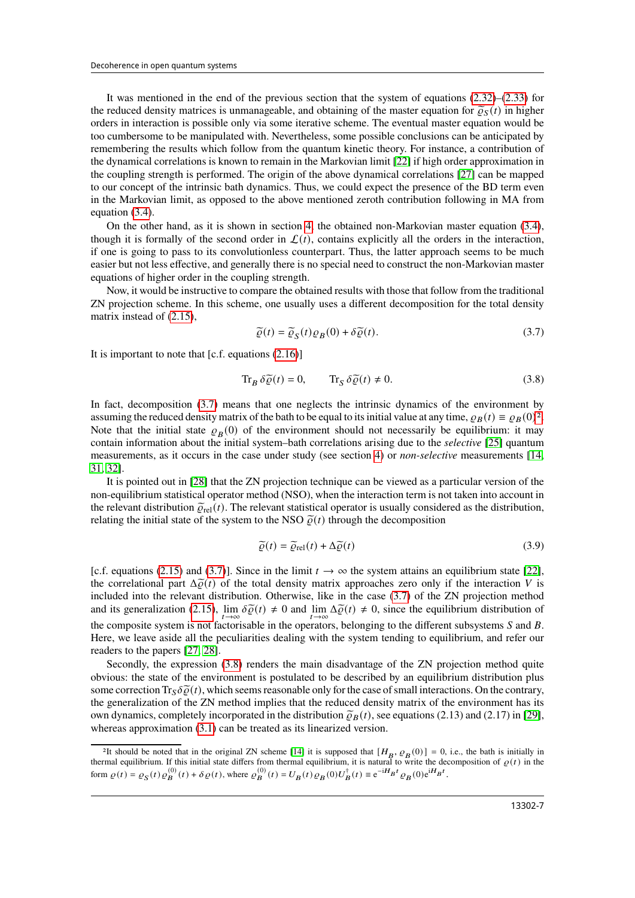It was mentioned in the end of the previous section that the system of equations (2.32)–(2.33) for the reduced density matrices is unmanageable, and obtaining of the master equation for $\widetilde{\varrho}_S(t)$ in higher orders in interaction is possible only via some iterative scheme. The eventual master equation would be too cumbersome to be manipulated with. Nevertheless, some possible conclusions can be anticipated by remembering the results which follow from the quantum kinetic theory. For instance, a contribution of the dynamical correlations is known to remain in the Markovian limit [22] if high order approximation in the coupling strength is performed. The origin of the above dynamical correlations [27] can be mapped to our concept of the intrinsic bath dynamics. Thus, we could expect the presence of the BD term even in the Markovian limit, as opposed to the above mentioned zeroth contribution following in MA from equation (3.4).

On the other hand, as it is shown in section 4, the obtained non-Markovian master equation (3.4), though it is formally of the second order in $\mathcal{L}(t)$, contains explicitly all the orders in the interaction, if one is going to pass to its convolutionless counterpart. Thus, the latter approach seems to be much easier but not less effective, and generally there is no special need to construct the non-Markovian master equations of higher order in the coupling strength.

Now, it would be instructive to compare the obtained results with those that follow from the traditional ZN projection scheme. In this scheme, one usually uses a different decomposition for the total density matrix instead of (2.15),

$$\widetilde{\varrho}(t) = \widetilde{\varrho}_S(t)\varrho_B(0) + \delta\widetilde{\varrho}(t). \tag{3.7}$$

It is important to note that [c.f. equations (2.16)]

$$\mathrm{Tr}_B\,\delta\widetilde{\varrho}(t) = 0, \qquad \mathrm{Tr}_S\,\delta\widetilde{\varrho}(t) \neq 0. \tag{3.8}$$

In fact, decomposition (3.7) means that one neglects the intrinsic dynamics of the environment by assuming the reduced density matrix of the bath to be equal to its initial value at any time, $\varrho_B(t) \equiv \varrho_B(0)$[2]. Note that the initial state $\varrho_B(0)$ of the environment should not necessarily be equilibrium: it may contain information about the initial system–bath correlations arising due to the *selective* [25] quantum measurements, as it occurs in the case under study (see section 4) or *non-selective* measurements [14, 31, 32].

It is pointed out in [28] that the ZN projection technique can be viewed as a particular version of the non-equilibrium statistical operator method (NSO), when the interaction term is not taken into account in the relevant distribution $\widetilde{\varrho}_{\mathrm{rel}}(t)$. The relevant statistical operator is usually considered as the distribution, relating the initial state of the system to the NSO $\widetilde{\varrho}(t)$ through the decomposition

$$\widetilde{\varrho}(t) = \widetilde{\varrho}_{\mathrm{rel}}(t) + \Delta\widetilde{\varrho}(t) \tag{3.9}$$

[c.f. equations (2.15) and (3.7)]. Since in the limit $t \to \infty$ the system attains an equilibrium state [22], the correlational part $\Delta\widetilde{\varrho}(t)$ of the total density matrix approaches zero only if the interaction $V$ is included into the relevant distribution. Otherwise, like in the case (3.7) of the ZN projection method and its generalization (2.15), $\lim\limits_{t\to\infty}\delta\widetilde{\varrho}(t) \neq 0$ and $\lim\limits_{t\to\infty}\Delta\widetilde{\varrho}(t) \neq 0$, since the equilibrium distribution of the composite system is not factorisable in the operators, belonging to the different subsystems $S$ and $B$. Here, we leave aside all the peculiarities dealing with the system tending to equilibrium, and refer our readers to the papers [27, 28].

Secondly, the expression (3.8) renders the main disadvantage of the ZN projection method quite obvious: the state of the environment is postulated to be described by an equilibrium distribution plus some correction $\mathrm{Tr}_S\delta\widetilde{\varrho}(t)$, which seems reasonable only for the case of small interactions. On the contrary, the generalization of the ZN method implies that the reduced density matrix of the environment has its own dynamics, completely incorporated in the distribution $\widetilde{\varrho}_B(t)$, see equations (2.13) and (2.17) in [29], whereas approximation (3.1) can be treated as its linearized version.

---

[2] It should be noted that in the original ZN scheme [14] it is supposed that $[H_B, \varrho_B(0)] = 0$, i.e., the bath is initially in thermal equilibrium. If this initial state differs from thermal equilibrium, it is natural to write the decomposition of $\varrho(t)$ in the form $\varrho(t) = \varrho_S(t)\varrho_B^{(0)}(t) + \delta\varrho(t)$, where $\varrho_B^{(0)}(t) = U_B(t)\varrho_B(0)U_B^{\dagger}(t) \equiv \mathrm{e}^{-\mathrm{i}H_B t}\varrho_B(0)\mathrm{e}^{\mathrm{i}H_B t}$.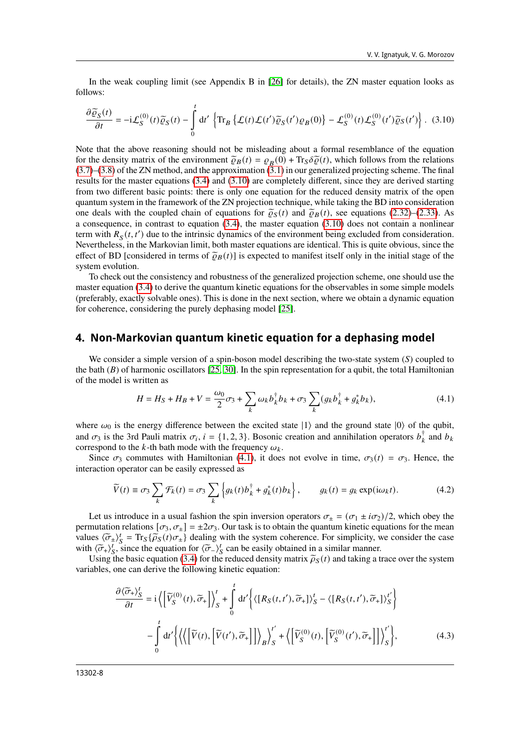In the weak coupling limit (see Appendix B in [26] for details), the ZN master equation looks as follows:

$$\frac{\partial \widetilde{\varrho}_S(t)}{\partial t} = -\mathrm{i}\mathcal{L}_S^{(0)}(t)\widetilde{\varrho}_S(t) - \int_0^t \mathrm{d}t' \left\{ \mathrm{Tr}_B \left\{ \mathcal{L}(t)\mathcal{L}(t')\widetilde{\varrho}_S(t')\varrho_B(0) \right\} - \mathcal{L}_S^{(0)}(t)\mathcal{L}_S^{(0)}(t')\widetilde{\varrho}_S(t') \right\}. \quad (3.10)$$

Note that the above reasoning should not be misleading about a formal resemblance of the equation for the density matrix of the environment $\widetilde{\varrho}_B(t) = \varrho_B(0) + \mathrm{Tr}_S\delta\widetilde{\varrho}(t)$, which follows from the relations (3.7)–(3.8) of the ZN method, and the approximation (3.1) in our generalized projecting scheme. The final results for the master equations (3.4) and (3.10) are completely different, since they are derived starting from two different basic points: there is only one equation for the reduced density matrix of the open quantum system in the framework of the ZN projection technique, while taking the BD into consideration one deals with the coupled chain of equations for $\widetilde{\varrho}_S(t)$ and $\widetilde{\varrho}_B(t)$, see equations (2.32)–(2.33). As a consequence, in contrast to equation (3.4), the master equation (3.10) does not contain a nonlinear term with $R_S(t,t')$ due to the intrinsic dynamics of the environment being excluded from consideration. Nevertheless, in the Markovian limit, both master equations are identical. This is quite obvious, since the effect of BD [considered in terms of $\widetilde{\varrho}_B(t)$] is expected to manifest itself only in the initial stage of the system evolution.

To check out the consistency and robustness of the generalized projection scheme, one should use the master equation (3.4) to derive the quantum kinetic equations for the observables in some simple models (preferably, exactly solvable ones). This is done in the next section, where we obtain a dynamic equation for coherence, considering the purely dephasing model [25].

## 4. Non-Markovian quantum kinetic equation for a dephasing model

We consider a simple version of a spin-boson model describing the two-state system ($S$) coupled to the bath ($B$) of harmonic oscillators [25, 30]. In the spin representation for a qubit, the total Hamiltonian of the model is written as

$$H = H_S + H_B + V = \frac{\omega_0}{2}\sigma_3 + \sum_k \omega_k b_k^\dagger b_k + \sigma_3 \sum_k (g_k b_k^\dagger + g_k^* b_k), \quad (4.1)$$

where $\omega_0$ is the energy difference between the excited state $|1\rangle$ and the ground state $|0\rangle$ of the qubit, and $\sigma_3$ is the 3rd Pauli matrix $\sigma_i$, $i = \{1, 2, 3\}$. Bosonic creation and annihilation operators $b_k^\dagger$ and $b_k$ correspond to the $k$-th bath mode with the frequency $\omega_k$.

Since $\sigma_3$ commutes with Hamiltonian (4.1), it does not evolve in time, $\sigma_3(t) = \sigma_3$. Hence, the interaction operator can be easily expressed as

$$\widetilde{V}(t) \equiv \sigma_3 \sum_k \mathcal{F}_k(t) = \sigma_3 \sum_k \left\{ g_k(t) b_k^\dagger + g_k^*(t) b_k \right\}, \qquad g_k(t) = g_k \exp(\mathrm{i}\omega_k t). \quad (4.2)$$

Let us introduce in a usual fashion the spin inversion operators $\sigma_\pm = (\sigma_1 \pm i\sigma_2)/2$, which obey the permutation relations $[\sigma_3, \sigma_\pm] = \pm 2\sigma_3$. Our task is to obtain the quantum kinetic equations for the mean values $\langle \widetilde{\sigma}_\pm \rangle_S^t = \mathrm{Tr}_S\{\widetilde{\rho}_S(t)\sigma_\pm\}$ dealing with the system coherence. For simplicity, we consider the case with $\langle \widetilde{\sigma}_+ \rangle_S^t$, since the equation for $\langle \widetilde{\sigma}_- \rangle_S^t$ can be easily obtained in a similar manner.

Using the basic equation (3.4) for the reduced density matrix $\widetilde{\rho}_S(t)$ and taking a trace over the system variables, one can derive the following kinetic equation:

$$\begin{aligned}
\frac{\partial \langle \widetilde{\sigma}_+ \rangle_S^t}{\partial t} = {}& \mathrm{i}\left\langle \left[ \widetilde{V}_S^{(0)}(t), \widetilde{\sigma}_+ \right] \right\rangle_S^t + \int_0^t \mathrm{d}t' \left\{ \langle [R_S(t,t'), \widetilde{\sigma}_+] \rangle_S^t - \langle [R_S(t,t'), \widetilde{\sigma}_+] \rangle_S^{t'} \right\} \\
& - \int_0^t \mathrm{d}t' \left\{ \left\langle \left\langle \left[ \widetilde{V}(t), \left[ \widetilde{V}(t'), \widetilde{\sigma}_+ \right] \right] \right\rangle_B \right\rangle_S^{t'} + \left\langle \left[ \widetilde{V}_S^{(0)}(t), \left[ \widetilde{V}_S^{(0)}(t'), \widetilde{\sigma}_+ \right] \right] \right\rangle_S^{t'} \right\}, \quad (4.3)
\end{aligned}$$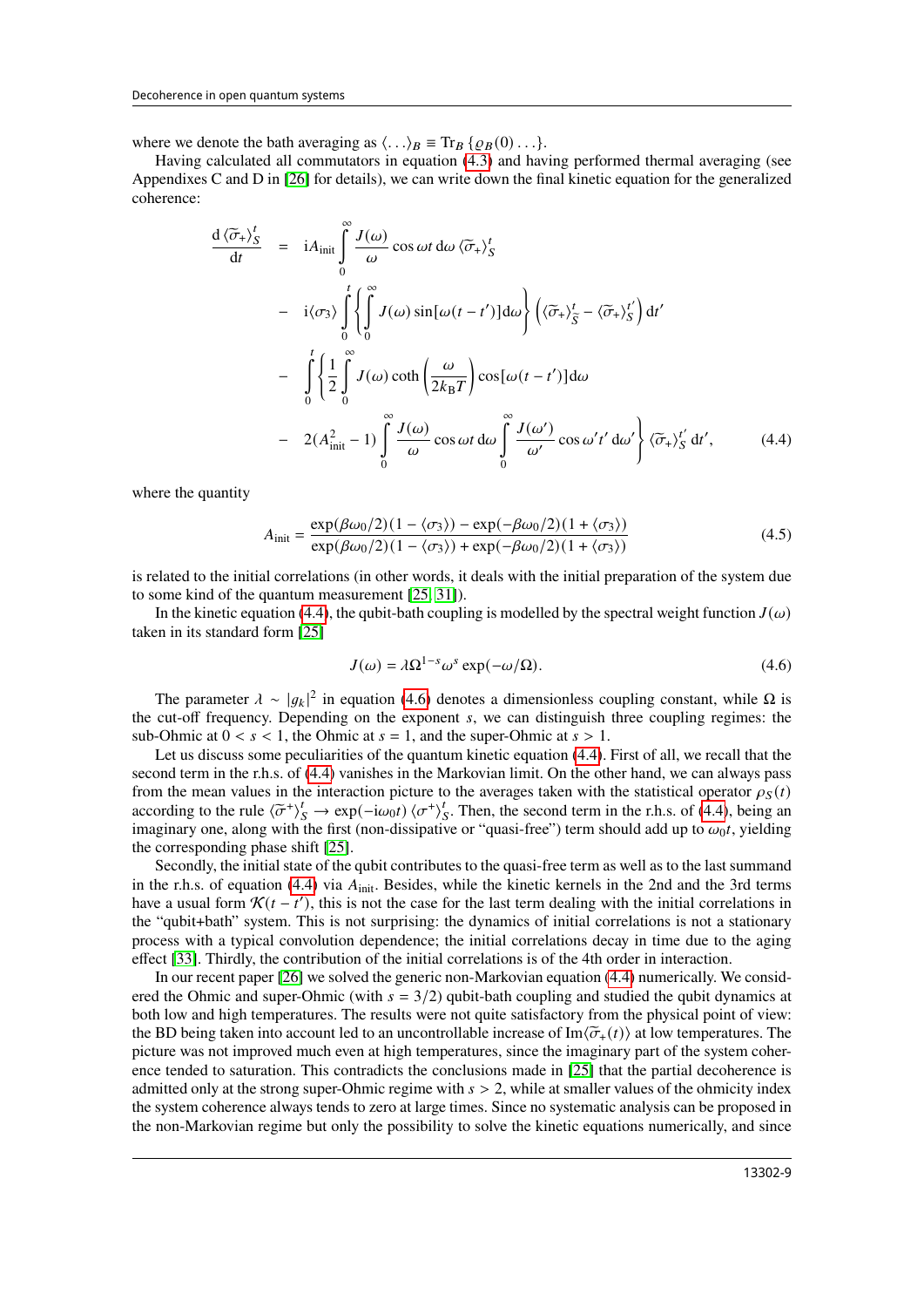where we denote the bath averaging as $\langle \ldots \rangle_B \equiv \mathrm{Tr}_B\{\varrho_B(0)\ldots\}$.

Having calculated all commutators in equation (4.3) and having performed thermal averaging (see Appendixes C and D in [26] for details), we can write down the final kinetic equation for the generalized coherence:

$$
\begin{aligned}
\frac{\mathrm{d}\,\langle\widetilde{\sigma}_+\rangle_S^t}{\mathrm{d}t} \;=\;& \mathrm{i}A_{\mathrm{init}}\int\limits_0^\infty \frac{J(\omega)}{\omega}\cos\omega t\,\mathrm{d}\omega\,\langle\widetilde{\sigma}_+\rangle_S^t \\
&- \mathrm{i}\langle\sigma_3\rangle\int\limits_0^t\left\{\int\limits_0^\infty J(\omega)\sin[\omega(t-t')]\mathrm{d}\omega\right\}\left(\langle\widetilde{\sigma}_+\rangle_{\widetilde{S}}^t - \langle\widetilde{\sigma}_+\rangle_S^{t'}\right)\mathrm{d}t' \\
&- \int\limits_0^t\left\{\frac{1}{2}\int\limits_0^\infty J(\omega)\coth\left(\frac{\omega}{2k_{\mathrm{B}}T}\right)\cos[\omega(t-t')]\mathrm{d}\omega\right. \\
&\left. - 2(A_{\mathrm{init}}^2-1)\int\limits_0^\infty\frac{J(\omega)}{\omega}\cos\omega t\,\mathrm{d}\omega\int\limits_0^\infty\frac{J(\omega')}{\omega'}\cos\omega' t'\,\mathrm{d}\omega'\right\}\langle\widetilde{\sigma}_+\rangle_S^{t'}\,\mathrm{d}t',
\end{aligned}
\tag{4.4}
$$

where the quantity

$$
A_{\mathrm{init}} = \frac{\exp(\beta\omega_0/2)(1-\langle\sigma_3\rangle) - \exp(-\beta\omega_0/2)(1+\langle\sigma_3\rangle)}{\exp(\beta\omega_0/2)(1-\langle\sigma_3\rangle) + \exp(-\beta\omega_0/2)(1+\langle\sigma_3\rangle)}
\tag{4.5}
$$

is related to the initial correlations (in other words, it deals with the initial preparation of the system due to some kind of the quantum measurement [25, 31]).

In the kinetic equation (4.4), the qubit-bath coupling is modelled by the spectral weight function $J(\omega)$ taken in its standard form [25]

$$
J(\omega) = \lambda\Omega^{1-s}\omega^s\exp(-\omega/\Omega).
\tag{4.6}
$$

The parameter $\lambda \sim |g_k|^2$ in equation (4.6) denotes a dimensionless coupling constant, while $\Omega$ is the cut-off frequency. Depending on the exponent $s$, we can distinguish three coupling regimes: the sub-Ohmic at $0 < s < 1$, the Ohmic at $s = 1$, and the super-Ohmic at $s > 1$.

Let us discuss some peculiarities of the quantum kinetic equation (4.4). First of all, we recall that the second term in the r.h.s. of (4.4) vanishes in the Markovian limit. On the other hand, we can always pass from the mean values in the interaction picture to the averages taken with the statistical operator $\rho_S(t)$ according to the rule $\langle\widetilde{\sigma}^+\rangle_S^t \to \exp(-\mathrm{i}\omega_0 t)\,\langle\sigma^+\rangle_S^t$. Then, the second term in the r.h.s. of (4.4), being an imaginary one, along with the first (non-dissipative or "quasi-free") term should add up to $\omega_0 t$, yielding the corresponding phase shift [25].

Secondly, the initial state of the qubit contributes to the quasi-free term as well as to the last summand in the r.h.s. of equation (4.4) via $A_{\mathrm{init}}$. Besides, while the kinetic kernels in the 2nd and the 3rd terms have a usual form $\mathcal{K}(t-t')$, this is not the case for the last term dealing with the initial correlations in the "qubit+bath" system. This is not surprising: the dynamics of initial correlations is not a stationary process with a typical convolution dependence; the initial correlations decay in time due to the aging effect [33]. Thirdly, the contribution of the initial correlations is of the 4th order in interaction.

In our recent paper [26] we solved the generic non-Markovian equation (4.4) numerically. We considered the Ohmic and super-Ohmic (with $s = 3/2$) qubit-bath coupling and studied the qubit dynamics at both low and high temperatures. The results were not quite satisfactory from the physical point of view: the BD being taken into account led to an uncontrollable increase of $\mathrm{Im}\langle\widetilde{\sigma}_+(t)\rangle$ at low temperatures. The picture was not improved much even at high temperatures, since the imaginary part of the system coherence tended to saturation. This contradicts the conclusions made in [25] that the partial decoherence is admitted only at the strong super-Ohmic regime with $s > 2$, while at smaller values of the ohmicity index the system coherence always tends to zero at large times. Since no systematic analysis can be proposed in the non-Markovian regime but only the possibility to solve the kinetic equations numerically, and since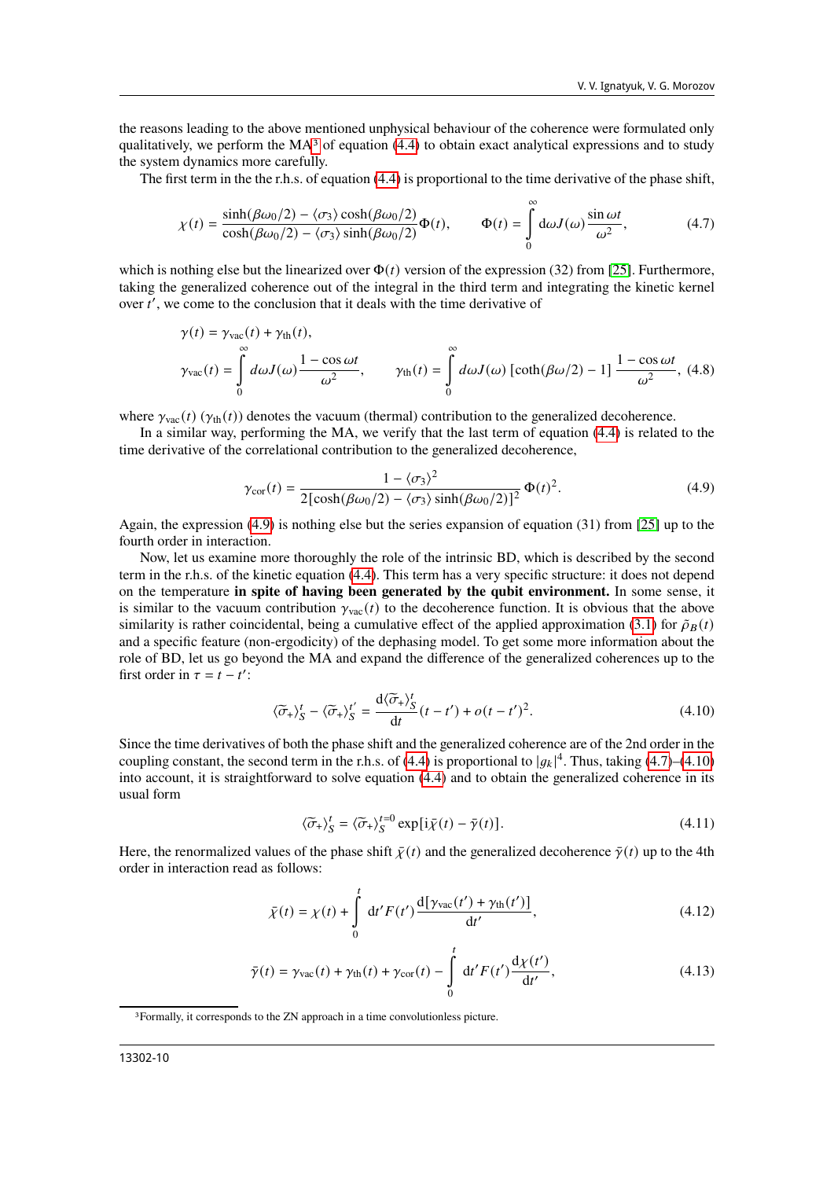the reasons leading to the above mentioned unphysical behaviour of the coherence were formulated only qualitatively, we perform the MA[3] of equation (4.4) to obtain exact analytical expressions and to study the system dynamics more carefully.

The first term in the the r.h.s. of equation (4.4) is proportional to the time derivative of the phase shift,

$$\chi(t) = \frac{\sinh(\beta\omega_0/2) - \langle\sigma_3\rangle\cosh(\beta\omega_0/2)}{\cosh(\beta\omega_0/2) - \langle\sigma_3\rangle\sinh(\beta\omega_0/2)}\Phi(t), \qquad \Phi(t) = \int\limits_0^\infty \mathrm{d}\omega J(\omega)\frac{\sin\omega t}{\omega^2}, \tag{4.7}$$

which is nothing else but the linearized over $\Phi(t)$ version of the expression (32) from [25]. Furthermore, taking the generalized coherence out of the integral in the third term and integrating the kinetic kernel over $t'$, we come to the conclusion that it deals with the time derivative of

$$\gamma(t) = \gamma_{\text{vac}}(t) + \gamma_{\text{th}}(t),$$

$$\gamma_{\text{vac}}(t) = \int\limits_0^\infty d\omega J(\omega)\frac{1-\cos\omega t}{\omega^2}, \qquad \gamma_{\text{th}}(t) = \int\limits_0^\infty d\omega J(\omega)\left[\coth(\beta\omega/2) - 1\right]\frac{1-\cos\omega t}{\omega^2}, \tag{4.8}$$

where $\gamma_{\text{vac}}(t)$ ($\gamma_{\text{th}}(t)$) denotes the vacuum (thermal) contribution to the generalized decoherence.

In a similar way, performing the MA, we verify that the last term of equation (4.4) is related to the time derivative of the correlational contribution to the generalized decoherence,

$$\gamma_{\text{cor}}(t) = \frac{1 - \langle\sigma_3\rangle^2}{2[\cosh(\beta\omega_0/2) - \langle\sigma_3\rangle\sinh(\beta\omega_0/2)]^2}\,\Phi(t)^2. \tag{4.9}$$

Again, the expression (4.9) is nothing else but the series expansion of equation (31) from [25] up to the fourth order in interaction.

Now, let us examine more thoroughly the role of the intrinsic BD, which is described by the second term in the r.h.s. of the kinetic equation (4.4). This term has a very specific structure: it does not depend on the temperature **in spite of having been generated by the qubit environment.** In some sense, it is similar to the vacuum contribution $\gamma_{\text{vac}}(t)$ to the decoherence function. It is obvious that the above similarity is rather coincidental, being a cumulative effect of the applied approximation (3.1) for $\tilde{\rho}_B(t)$ and a specific feature (non-ergodicity) of the dephasing model. To get some more information about the role of BD, let us go beyond the MA and expand the difference of the generalized coherences up to the first order in $\tau = t - t'$:

$$\langle\widetilde{\sigma}_+\rangle_S^t - \langle\widetilde{\sigma}_+\rangle_S^{t'} = \frac{\mathrm{d}\langle\widetilde{\sigma}_+\rangle_S^t}{\mathrm{d}t}(t-t') + o(t-t')^2. \tag{4.10}$$

Since the time derivatives of both the phase shift and the generalized coherence are of the 2nd order in the coupling constant, the second term in the r.h.s. of (4.4) is proportional to $|g_k|^4$. Thus, taking (4.7)–(4.10) into account, it is straightforward to solve equation (4.4) and to obtain the generalized coherence in its usual form

$$\langle\widetilde{\sigma}_+\rangle_S^t = \langle\widetilde{\sigma}_+\rangle_S^{t=0}\exp[\mathrm{i}\bar{\chi}(t) - \bar{\gamma}(t)]. \tag{4.11}$$

Here, the renormalized values of the phase shift $\bar{\chi}(t)$ and the generalized decoherence $\bar{\gamma}(t)$ up to the 4th order in interaction read as follows:

$$\bar{\chi}(t) = \chi(t) + \int\limits_0^t \mathrm{d}t' F(t')\frac{\mathrm{d}[\gamma_{\text{vac}}(t') + \gamma_{\text{th}}(t')]}{\mathrm{d}t'}, \tag{4.12}$$

$$\bar{\gamma}(t) = \gamma_{\text{vac}}(t) + \gamma_{\text{th}}(t) + \gamma_{\text{cor}}(t) - \int\limits_0^t \mathrm{d}t' F(t')\frac{\mathrm{d}\chi(t')}{\mathrm{d}t'}, \tag{4.13}$$

[3] Formally, it corresponds to the ZN approach in a time convolutionless picture.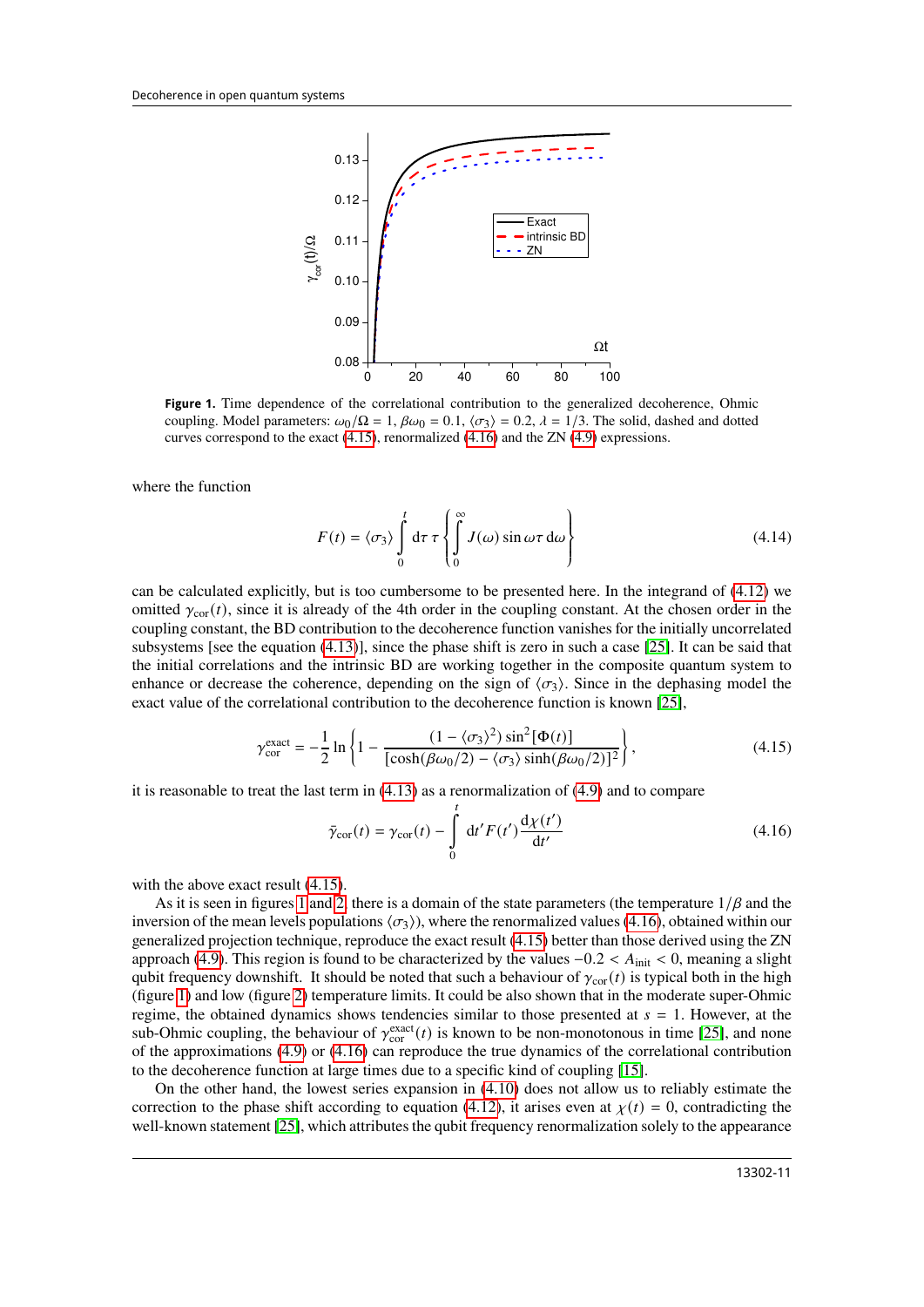**Figure 1.** Time dependence of the correlational contribution to the generalized decoherence, Ohmic coupling. Model parameters: $\omega_0/\Omega = 1$, $\beta\omega_0 = 0.1$, $\langle\sigma_3\rangle = 0.2$, $\lambda = 1/3$. The solid, dashed and dotted curves correspond to the exact (4.15), renormalized (4.16) and the ZN (4.9) expressions.

where the function

$$F(t) = \langle\sigma_3\rangle \int_0^t \mathrm{d}\tau\, \tau \left\{ \int_0^\infty J(\omega) \sin\omega\tau\, \mathrm{d}\omega \right\} \tag{4.14}$$

can be calculated explicitly, but is too cumbersome to be presented here. In the integrand of (4.12) we omitted $\gamma_{\mathrm{cor}}(t)$, since it is already of the 4th order in the coupling constant. At the chosen order in the coupling constant, the BD contribution to the decoherence function vanishes for the initially uncorrelated subsystems [see the equation (4.13)], since the phase shift is zero in such a case [25]. It can be said that the initial correlations and the intrinsic BD are working together in the composite quantum system to enhance or decrease the coherence, depending on the sign of $\langle\sigma_3\rangle$. Since in the dephasing model the exact value of the correlational contribution to the decoherence function is known [25],

$$\gamma_{\mathrm{cor}}^{\mathrm{exact}} = -\frac{1}{2}\ln\left\{1 - \frac{(1-\langle\sigma_3\rangle^2)\sin^2[\Phi(t)]}{[\cosh(\beta\omega_0/2) - \langle\sigma_3\rangle\sinh(\beta\omega_0/2)]^2}\right\}, \tag{4.15}$$

it is reasonable to treat the last term in (4.13) as a renormalization of (4.9) and to compare

$$\tilde{\gamma}_{\mathrm{cor}}(t) = \gamma_{\mathrm{cor}}(t) - \int_0^t \mathrm{d}t' F(t') \frac{\mathrm{d}\chi(t')}{\mathrm{d}t'} \tag{4.16}$$

with the above exact result (4.15).

As it is seen in figures 1 and 2, there is a domain of the state parameters (the temperature $1/\beta$ and the inversion of the mean levels populations $\langle\sigma_3\rangle$), where the renormalized values (4.16), obtained within our generalized projection technique, reproduce the exact result (4.15) better than those derived using the ZN approach (4.9). This region is found to be characterized by the values $-0.2 < A_{\mathrm{init}} < 0$, meaning a slight qubit frequency downshift. It should be noted that such a behaviour of $\gamma_{\mathrm{cor}}(t)$ is typical both in the high (figure 1) and low (figure 2) temperature limits. It could be also shown that in the moderate super-Ohmic regime, the obtained dynamics shows tendencies similar to those presented at $s = 1$. However, at the sub-Ohmic coupling, the behaviour of $\gamma_{\mathrm{cor}}^{\mathrm{exact}}(t)$ is known to be non-monotonous in time [25], and none of the approximations (4.9) or (4.16) can reproduce the true dynamics of the correlational contribution to the decoherence function at large times due to a specific kind of coupling [15].

On the other hand, the lowest series expansion in (4.10) does not allow us to reliably estimate the correction to the phase shift according to equation (4.12), it arises even at $\chi(t) = 0$, contradicting the well-known statement [25], which attributes the qubit frequency renormalization solely to the appearance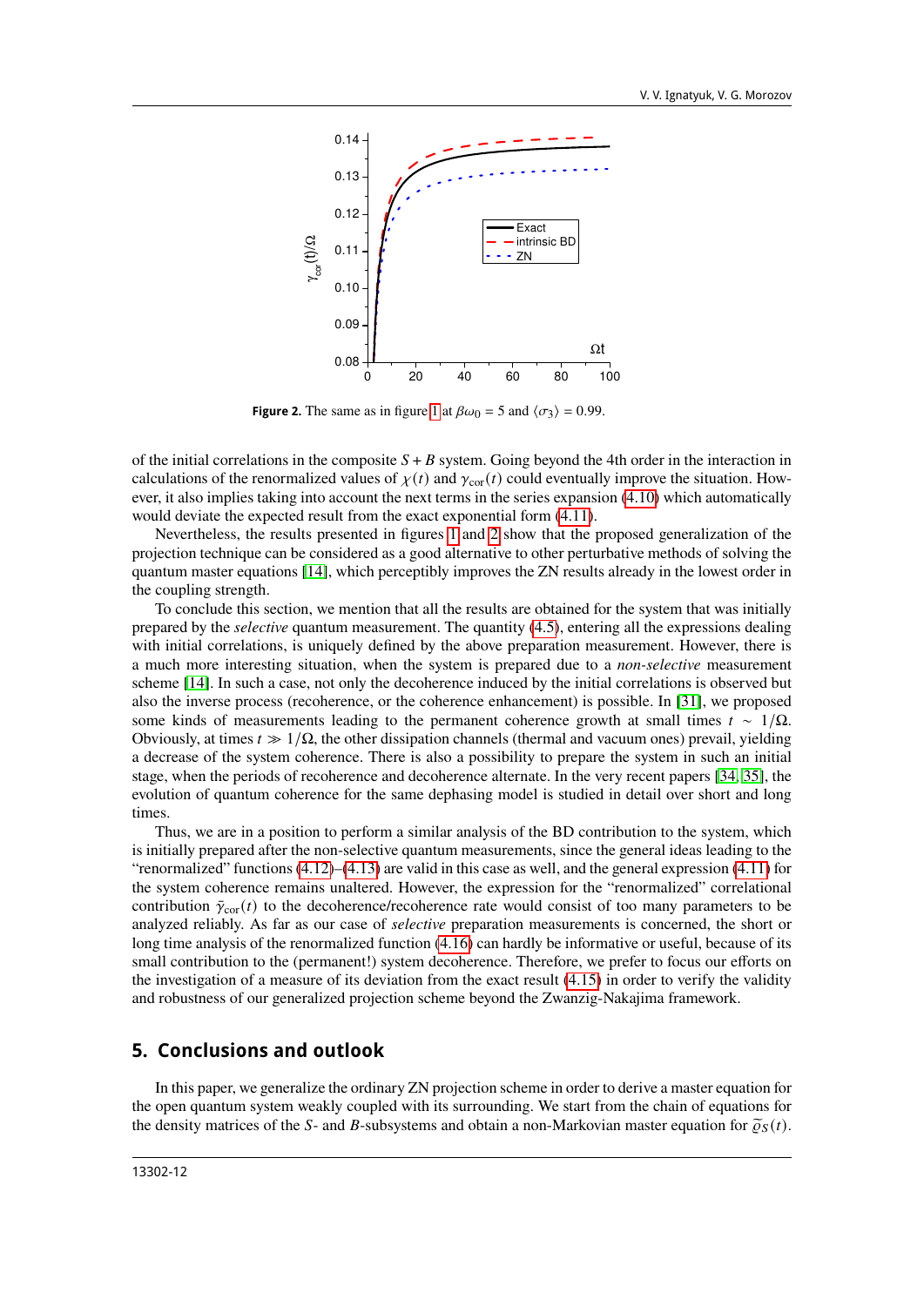**Figure 2.** The same as in figure 1 at $\beta\omega_0 = 5$ and $\langle\sigma_3\rangle = 0.99$.

of the initial correlations in the composite $S + B$ system. Going beyond the 4th order in the interaction in calculations of the renormalized values of $\chi(t)$ and $\gamma_{\mathrm{cor}}(t)$ could eventually improve the situation. However, it also implies taking into account the next terms in the series expansion (4.10) which automatically would deviate the expected result from the exact exponential form (4.11).

Nevertheless, the results presented in figures 1 and 2 show that the proposed generalization of the projection technique can be considered as a good alternative to other perturbative methods of solving the quantum master equations [14], which perceptibly improves the ZN results already in the lowest order in the coupling strength.

To conclude this section, we mention that all the results are obtained for the system that was initially prepared by the *selective* quantum measurement. The quantity (4.5), entering all the expressions dealing with initial correlations, is uniquely defined by the above preparation measurement. However, there is a much more interesting situation, when the system is prepared due to a *non-selective* measurement scheme [14]. In such a case, not only the decoherence induced by the initial correlations is observed but also the inverse process (recoherence, or the coherence enhancement) is possible. In [31], we proposed some kinds of measurements leading to the permanent coherence growth at small times $t \sim 1/\Omega$. Obviously, at times $t \gg 1/\Omega$, the other dissipation channels (thermal and vacuum ones) prevail, yielding a decrease of the system coherence. There is also a possibility to prepare the system in such an initial stage, when the periods of recoherence and decoherence alternate. In the very recent papers [34, 35], the evolution of quantum coherence for the same dephasing model is studied in detail over short and long times.

Thus, we are in a position to perform a similar analysis of the BD contribution to the system, which is initially prepared after the non-selective quantum measurements, since the general ideas leading to the "renormalized" functions (4.12)–(4.13) are valid in this case as well, and the general expression (4.11) for the system coherence remains unaltered. However, the expression for the "renormalized" correlational contribution $\bar{\gamma}_{\mathrm{cor}}(t)$ to the decoherence/recoherence rate would consist of too many parameters to be analyzed reliably. As far as our case of *selective* preparation measurements is concerned, the short or long time analysis of the renormalized function (4.16) can hardly be informative or useful, because of its small contribution to the (permanent!) system decoherence. Therefore, we prefer to focus our efforts on the investigation of a measure of its deviation from the exact result (4.15) in order to verify the validity and robustness of our generalized projection scheme beyond the Zwanzig-Nakajima framework.

## 5. Conclusions and outlook

In this paper, we generalize the ordinary ZN projection scheme in order to derive a master equation for the open quantum system weakly coupled with its surrounding. We start from the chain of equations for the density matrices of the $S$- and $B$-subsystems and obtain a non-Markovian master equation for $\widetilde{\varrho}_S(t)$.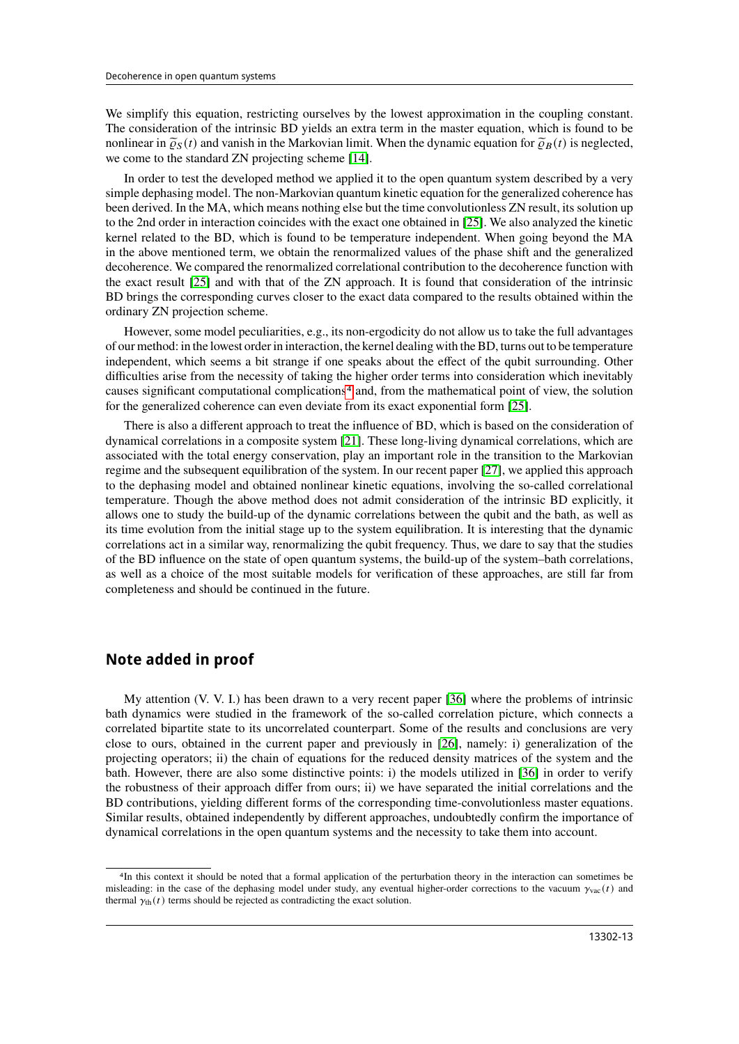We simplify this equation, restricting ourselves by the lowest approximation in the coupling constant. The consideration of the intrinsic BD yields an extra term in the master equation, which is found to be nonlinear in $\widetilde{\varrho}_S(t)$ and vanish in the Markovian limit. When the dynamic equation for $\widetilde{\varrho}_B(t)$ is neglected, we come to the standard ZN projecting scheme [14].

In order to test the developed method we applied it to the open quantum system described by a very simple dephasing model. The non-Markovian quantum kinetic equation for the generalized coherence has been derived. In the MA, which means nothing else but the time convolutionless ZN result, its solution up to the 2nd order in interaction coincides with the exact one obtained in [25]. We also analyzed the kinetic kernel related to the BD, which is found to be temperature independent. When going beyond the MA in the above mentioned term, we obtain the renormalized values of the phase shift and the generalized decoherence. We compared the renormalized correlational contribution to the decoherence function with the exact result [25] and with that of the ZN approach. It is found that consideration of the intrinsic BD brings the corresponding curves closer to the exact data compared to the results obtained within the ordinary ZN projection scheme.

However, some model peculiarities, e.g., its non-ergodicity do not allow us to take the full advantages of our method: in the lowest order in interaction, the kernel dealing with the BD, turns out to be temperature independent, which seems a bit strange if one speaks about the effect of the qubit surrounding. Other difficulties arise from the necessity of taking the higher order terms into consideration which inevitably causes significant computational complications[4] and, from the mathematical point of view, the solution for the generalized coherence can even deviate from its exact exponential form [25].

There is also a different approach to treat the influence of BD, which is based on the consideration of dynamical correlations in a composite system [21]. These long-living dynamical correlations, which are associated with the total energy conservation, play an important role in the transition to the Markovian regime and the subsequent equilibration of the system. In our recent paper [27], we applied this approach to the dephasing model and obtained nonlinear kinetic equations, involving the so-called correlational temperature. Though the above method does not admit consideration of the intrinsic BD explicitly, it allows one to study the build-up of the dynamic correlations between the qubit and the bath, as well as its time evolution from the initial stage up to the system equilibration. It is interesting that the dynamic correlations act in a similar way, renormalizing the qubit frequency. Thus, we dare to say that the studies of the BD influence on the state of open quantum systems, the build-up of the system–bath correlations, as well as a choice of the most suitable models for verification of these approaches, are still far from completeness and should be continued in the future.

## Note added in proof

My attention (V. V. I.) has been drawn to a very recent paper [36] where the problems of intrinsic bath dynamics were studied in the framework of the so-called correlation picture, which connects a correlated bipartite state to its uncorrelated counterpart. Some of the results and conclusions are very close to ours, obtained in the current paper and previously in [26], namely: i) generalization of the projecting operators; ii) the chain of equations for the reduced density matrices of the system and the bath. However, there are also some distinctive points: i) the models utilized in [36] in order to verify the robustness of their approach differ from ours; ii) we have separated the initial correlations and the BD contributions, yielding different forms of the corresponding time-convolutionless master equations. Similar results, obtained independently by different approaches, undoubtedly confirm the importance of dynamical correlations in the open quantum systems and the necessity to take them into account.

---

[4] In this context it should be noted that a formal application of the perturbation theory in the interaction can sometimes be misleading: in the case of the dephasing model under study, any eventual higher-order corrections to the vacuum $\gamma_{\text{vac}}(t)$ and thermal $\gamma_{\text{th}}(t)$ terms should be rejected as contradicting the exact solution.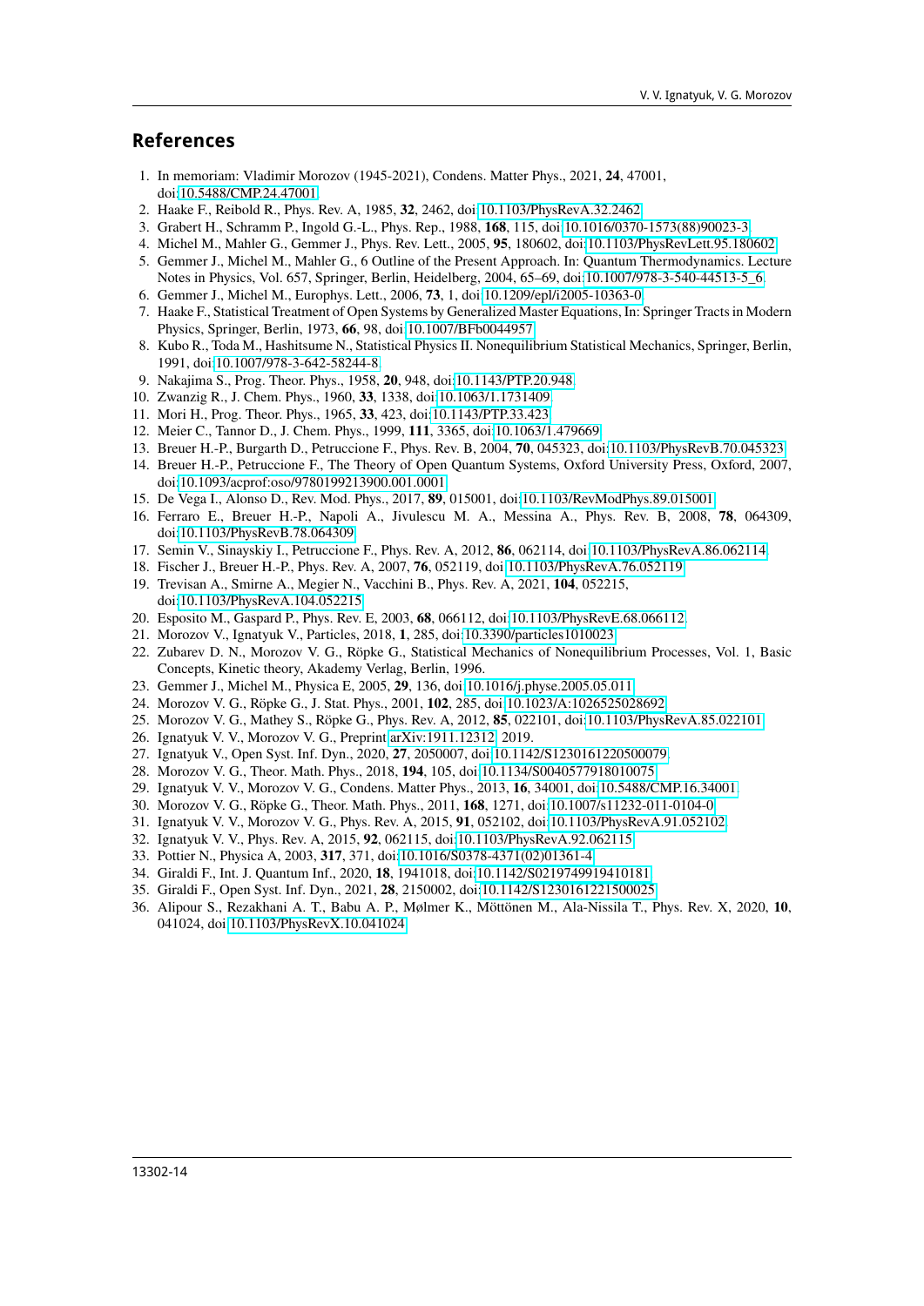## References

1. In memoriam: Vladimir Morozov (1945-2021), Condens. Matter Phys., 2021, **24**, 47001, doi:10.5488/CMP.24.47001.
2. Haake F., Reibold R., Phys. Rev. A, 1985, **32**, 2462, doi:10.1103/PhysRevA.32.2462.
3. Grabert H., Schramm P., Ingold G.-L., Phys. Rep., 1988, **168**, 115, doi:10.1016/0370-1573(88)90023-3.
4. Michel M., Mahler G., Gemmer J., Phys. Rev. Lett., 2005, **95**, 180602, doi:10.1103/PhysRevLett.95.180602.
5. Gemmer J., Michel M., Mahler G., 6 Outline of the Present Approach. In: Quantum Thermodynamics. Lecture Notes in Physics, Vol. 657, Springer, Berlin, Heidelberg, 2004, 65–69, doi:10.1007/978-3-540-44513-5_6.
6. Gemmer J., Michel M., Europhys. Lett., 2006, **73**, 1, doi:10.1209/epl/i2005-10363-0.
7. Haake F., Statistical Treatment of Open Systems by Generalized Master Equations, In: Springer Tracts in Modern Physics, Springer, Berlin, 1973, **66**, 98, doi:10.1007/BFb0044957.
8. Kubo R., Toda M., Hashitsume N., Statistical Physics II. Nonequilibrium Statistical Mechanics, Springer, Berlin, 1991, doi:10.1007/978-3-642-58244-8.
9. Nakajima S., Prog. Theor. Phys., 1958, **20**, 948, doi:10.1143/PTP.20.948.
10. Zwanzig R., J. Chem. Phys., 1960, **33**, 1338, doi:10.1063/1.1731409.
11. Mori H., Prog. Theor. Phys., 1965, **33**, 423, doi:10.1143/PTP.33.423.
12. Meier C., Tannor D., J. Chem. Phys., 1999, **111**, 3365, doi:10.1063/1.479669.
13. Breuer H.-P., Burgarth D., Petruccione F., Phys. Rev. B, 2004, **70**, 045323, doi:10.1103/PhysRevB.70.045323.
14. Breuer H.-P., Petruccione F., The Theory of Open Quantum Systems, Oxford University Press, Oxford, 2007, doi:10.1093/acprof:oso/9780199213900.001.0001.
15. De Vega I., Alonso D., Rev. Mod. Phys., 2017, **89**, 015001, doi:10.1103/RevModPhys.89.015001.
16. Ferraro E., Breuer H.-P., Napoli A., Jivulescu M. A., Messina A., Phys. Rev. B, 2008, **78**, 064309, doi:10.1103/PhysRevB.78.064309.
17. Semin V., Sinayskiy I., Petruccione F., Phys. Rev. A, 2012, **86**, 062114, doi:10.1103/PhysRevA.86.062114.
18. Fischer J., Breuer H.-P., Phys. Rev. A, 2007, **76**, 052119, doi:10.1103/PhysRevA.76.052119.
19. Trevisan A., Smirne A., Megier N., Vacchini B., Phys. Rev. A, 2021, **104**, 052215, doi:10.1103/PhysRevA.104.052215.
20. Esposito M., Gaspard P., Phys. Rev. E, 2003, **68**, 066112, doi:10.1103/PhysRevE.68.066112.
21. Morozov V., Ignatyuk V., Particles, 2018, **1**, 285, doi:10.3390/particles1010023.
22. Zubarev D. N., Morozov V. G., Röpke G., Statistical Mechanics of Nonequilibrium Processes, Vol. 1, Basic Concepts, Kinetic theory, Akademy Verlag, Berlin, 1996.
23. Gemmer J., Michel M., Physica E, 2005, **29**, 136, doi:10.1016/j.physe.2005.05.011.
24. Morozov V. G., Röpke G., J. Stat. Phys., 2001, **102**, 285, doi:10.1023/A:1026525028692.
25. Morozov V. G., Mathey S., Röpke G., Phys. Rev. A, 2012, **85**, 022101, doi:10.1103/PhysRevA.85.022101.
26. Ignatyuk V. V., Morozov V. G., Preprint arXiv:1911.12312, 2019.
27. Ignatyuk V., Open Syst. Inf. Dyn., 2020, **27**, 2050007, doi:10.1142/S1230161220500079.
28. Morozov V. G., Theor. Math. Phys., 2018, **194**, 105, doi:10.1134/S0040577918010075.
29. Ignatyuk V. V., Morozov V. G., Condens. Matter Phys., 2013, **16**, 34001, doi:10.5488/CMP.16.34001.
30. Morozov V. G., Röpke G., Theor. Math. Phys., 2011, **168**, 1271, doi:10.1007/s11232-011-0104-0.
31. Ignatyuk V. V., Morozov V. G., Phys. Rev. A, 2015, **91**, 052102, doi:10.1103/PhysRevA.91.052102.
32. Ignatyuk V. V., Phys. Rev. A, 2015, **92**, 062115, doi:10.1103/PhysRevA.92.062115.
33. Pottier N., Physica A, 2003, **317**, 371, doi:10.1016/S0378-4371(02)01361-4.
34. Giraldi F., Int. J. Quantum Inf., 2020, **18**, 1941018, doi:10.1142/S0219749919410181.
35. Giraldi F., Open Syst. Inf. Dyn., 2021, **28**, 2150002, doi:10.1142/S1230161221500025.
36. Alipour S., Rezakhani A. T., Babu A. P., Mølmer K., Möttönen M., Ala-Nissila T., Phys. Rev. X, 2020, **10**, 041024, doi:10.1103/PhysRevX.10.041024.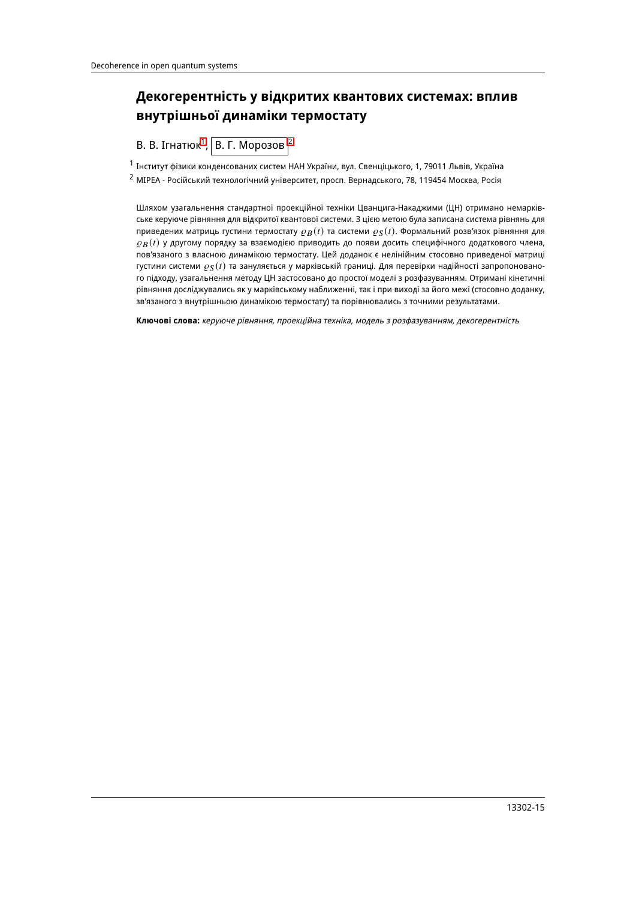# Декогерентність у відкритих квантових системах: вплив внутрішньої динаміки термостату

В. В. Ігнатюк[1], В. Г. Морозов[2]

[1] Інститут фізики конденсованих систем НАН України, вул. Свенціцького, 1, 79011 Львів, Україна

[2] МІРЕА - Російський технологічний університет, просп. Вернадського, 78, 119454 Москва, Росія

Шляхом узагальнення стандартної проекційної техніки Цванцига-Накаджими (ЦН) отримано немарківське керуюче рівняння для відкритої квантової системи. З цією метою була записана система рівнянь для приведених матриць густини термостату $\varrho_B(t)$ та системи $\varrho_S(t)$. Формальний розв'язок рівняння для $\varrho_B(t)$ у другому порядку за взаємодією приводить до появи досить специфічного додаткового члена, пов'язаного з власною динамікою термостату. Цей доданок є нелінійним стосовно приведеної матриці густини системи $\varrho_S(t)$ та зануляється у марківській границі. Для перевірки надійності запропонованого підходу, узагальнення методу ЦН застосовано до простої моделі з розфазуванням. Отримані кінетичні рівняння досліджувались як у марківському наближенні, так і при виході за його межі (стосовно доданку, зв'язаного з внутрішньою динамікою термостату) та порівнювались з точними результатами.

**Ключові слова:** *керуюче рівняння, проекційна техніка, модель з розфазуванням, декогерентність*